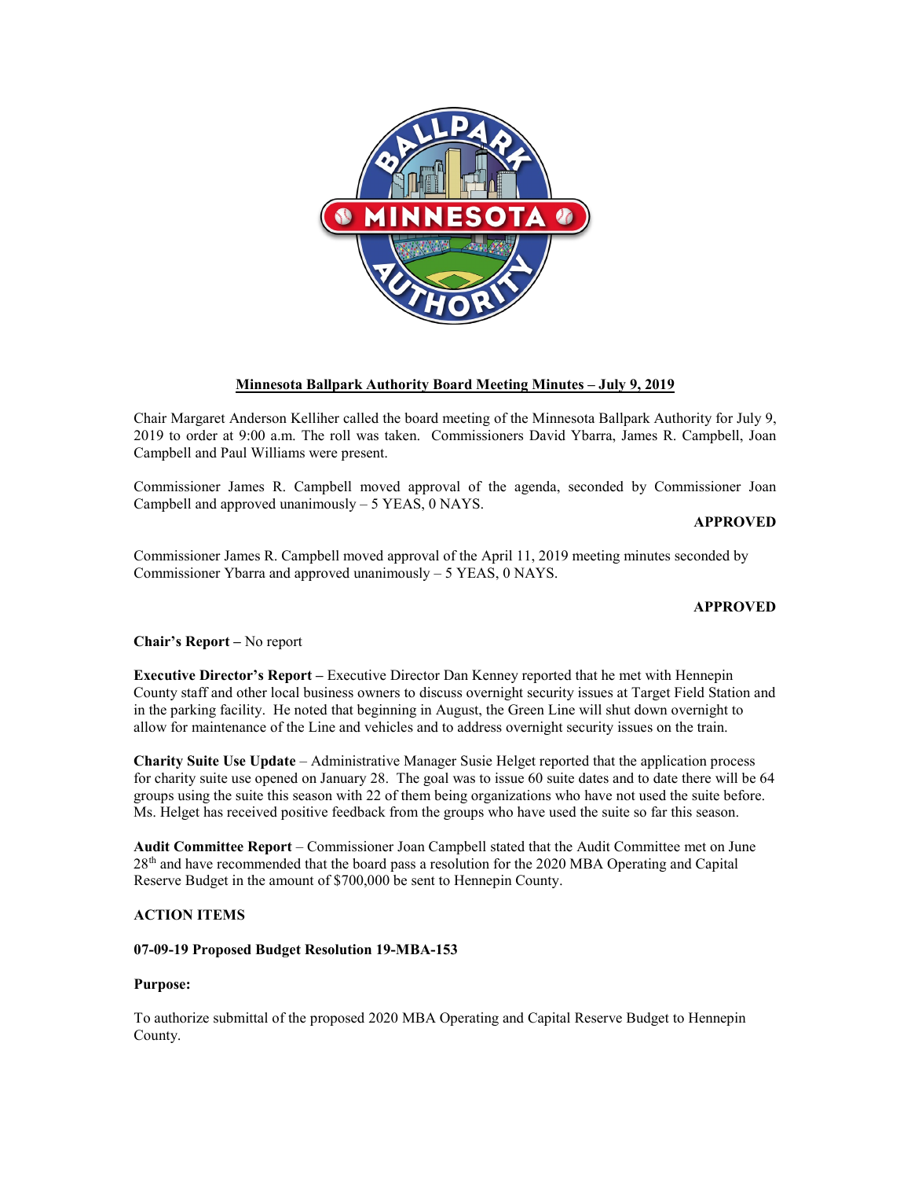# Minnesota Ballpark Authority Board Meeting Minutes – July 9, 2019

Chair Margaret Anderson Kelliher called the board meeting of the Minnesota Ballpark Authority for July 9, 2019 to order at 9:00 a.m. The roll was taken. Commissioners David Ybarra, James R. Campbell, Joan Campbell and Paul Williams were present.

Commissioner James R. Campbell moved approval of the agenda, seconded by Commissioner Joan Campbell and approved unanimously – 5 YEAS, 0 NAYS.

**APPROVED**

Commissioner James R. Campbell moved approval of the April 11, 2019 meeting minutes seconded by Commissioner Ybarra and approved unanimously – 5 YEAS, 0 NAYS.

**APPROVED**

**Chair's Report –** No report

**Executive Director's Report –** Executive Director Dan Kenney reported that he met with Hennepin County staff and other local business owners to discuss overnight security issues at Target Field Station and in the parking facility. He noted that beginning in August, the Green Line will shut down overnight to allow for maintenance of the Line and vehicles and to address overnight security issues on the train.

**Charity Suite Use Update** – Administrative Manager Susie Helget reported that the application process for charity suite use opened on January 28. The goal was to issue 60 suite dates and to date there will be 64 groups using the suite this season with 22 of them being organizations who have not used the suite before. Ms. Helget has received positive feedback from the groups who have used the suite so far this season.

**Audit Committee Report** – Commissioner Joan Campbell stated that the Audit Committee met on June 28th and have recommended that the board pass a resolution for the 2020 MBA Operating and Capital Reserve Budget in the amount of $700,000 be sent to Hennepin County.

**ACTION ITEMS**

**07-09-19 Proposed Budget Resolution 19-MBA-153**

**Purpose:**

To authorize submittal of the proposed 2020 MBA Operating and Capital Reserve Budget to Hennepin County.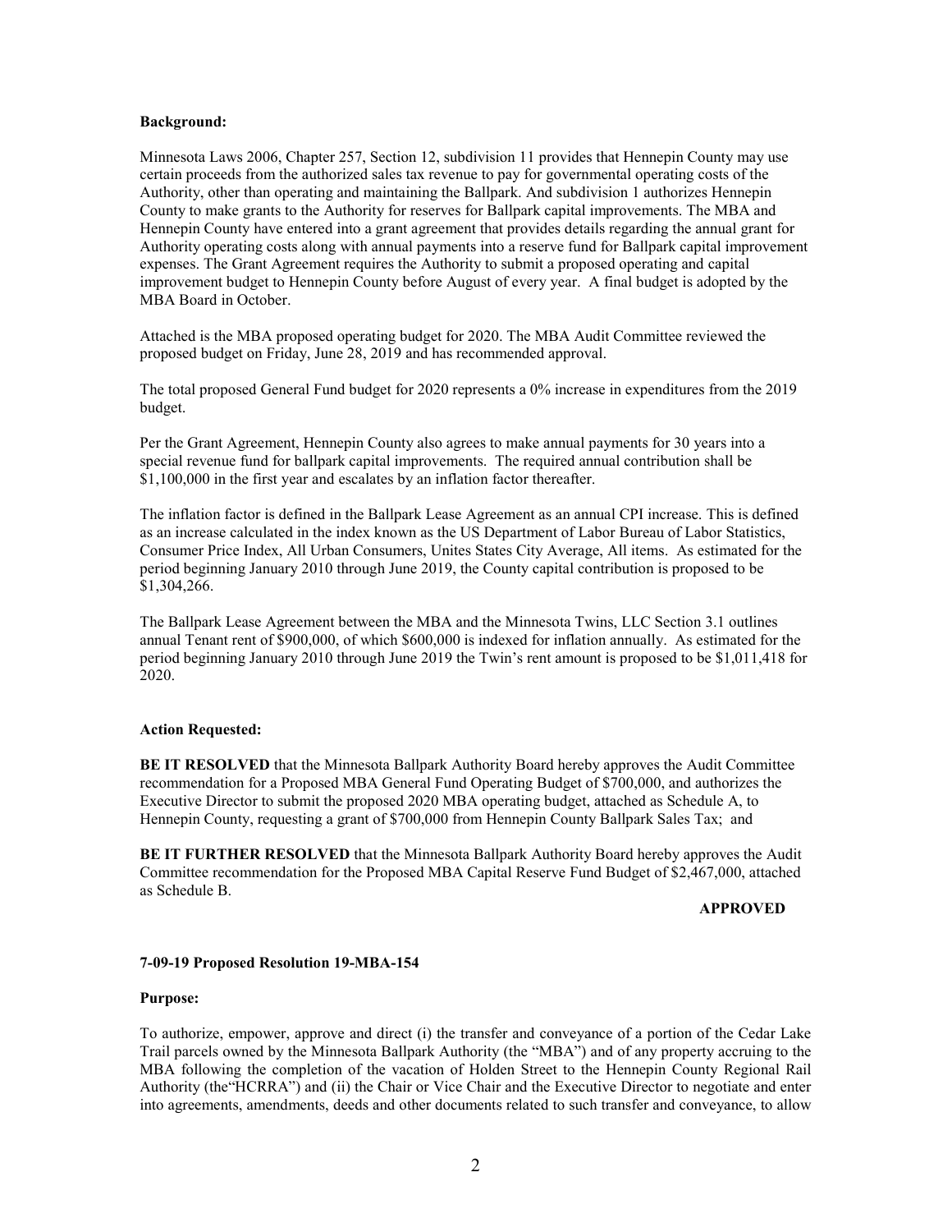**Background:**

Minnesota Laws 2006, Chapter 257, Section 12, subdivision 11 provides that Hennepin County may use certain proceeds from the authorized sales tax revenue to pay for governmental operating costs of the Authority, other than operating and maintaining the Ballpark. And subdivision 1 authorizes Hennepin County to make grants to the Authority for reserves for Ballpark capital improvements. The MBA and Hennepin County have entered into a grant agreement that provides details regarding the annual grant for Authority operating costs along with annual payments into a reserve fund for Ballpark capital improvement expenses. The Grant Agreement requires the Authority to submit a proposed operating and capital improvement budget to Hennepin County before August of every year. A final budget is adopted by the MBA Board in October.

Attached is the MBA proposed operating budget for 2020. The MBA Audit Committee reviewed the proposed budget on Friday, June 28, 2019 and has recommended approval.

The total proposed General Fund budget for 2020 represents a 0% increase in expenditures from the 2019 budget.

Per the Grant Agreement, Hennepin County also agrees to make annual payments for 30 years into a special revenue fund for ballpark capital improvements. The required annual contribution shall be $1,100,000 in the first year and escalates by an inflation factor thereafter.

The inflation factor is defined in the Ballpark Lease Agreement as an annual CPI increase. This is defined as an increase calculated in the index known as the US Department of Labor Bureau of Labor Statistics, Consumer Price Index, All Urban Consumers, Unites States City Average, All items. As estimated for the period beginning January 2010 through June 2019, the County capital contribution is proposed to be $1,304,266.

The Ballpark Lease Agreement between the MBA and the Minnesota Twins, LLC Section 3.1 outlines annual Tenant rent of $900,000, of which $600,000 is indexed for inflation annually. As estimated for the period beginning January 2010 through June 2019 the Twin's rent amount is proposed to be $1,011,418 for 2020.

**Action Requested:**

**BE IT RESOLVED** that the Minnesota Ballpark Authority Board hereby approves the Audit Committee recommendation for a Proposed MBA General Fund Operating Budget of $700,000, and authorizes the Executive Director to submit the proposed 2020 MBA operating budget, attached as Schedule A, to Hennepin County, requesting a grant of $700,000 from Hennepin County Ballpark Sales Tax; and

**BE IT FURTHER RESOLVED** that the Minnesota Ballpark Authority Board hereby approves the Audit Committee recommendation for the Proposed MBA Capital Reserve Fund Budget of $2,467,000, attached as Schedule B.

**APPROVED**

**7-09-19 Proposed Resolution 19-MBA-154**

**Purpose:**

To authorize, empower, approve and direct (i) the transfer and conveyance of a portion of the Cedar Lake Trail parcels owned by the Minnesota Ballpark Authority (the "MBA") and of any property accruing to the MBA following the completion of the vacation of Holden Street to the Hennepin County Regional Rail Authority (the"HCRRA") and (ii) the Chair or Vice Chair and the Executive Director to negotiate and enter into agreements, amendments, deeds and other documents related to such transfer and conveyance, to allow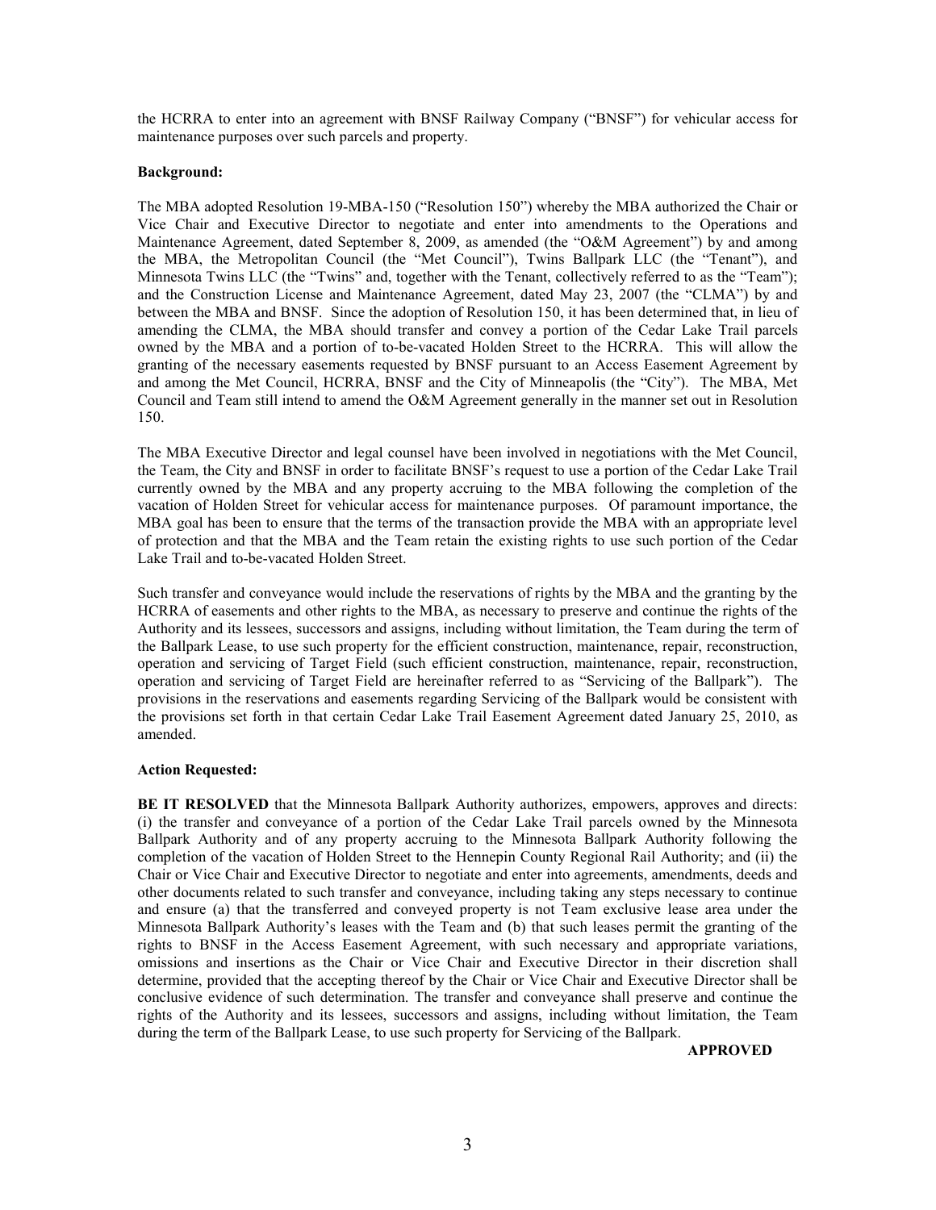the HCRRA to enter into an agreement with BNSF Railway Company ("BNSF") for vehicular access for maintenance purposes over such parcels and property.

**Background:**

The MBA adopted Resolution 19-MBA-150 ("Resolution 150") whereby the MBA authorized the Chair or Vice Chair and Executive Director to negotiate and enter into amendments to the Operations and Maintenance Agreement, dated September 8, 2009, as amended (the "O&M Agreement") by and among the MBA, the Metropolitan Council (the "Met Council"), Twins Ballpark LLC (the "Tenant"), and Minnesota Twins LLC (the "Twins" and, together with the Tenant, collectively referred to as the "Team"); and the Construction License and Maintenance Agreement, dated May 23, 2007 (the "CLMA") by and between the MBA and BNSF. Since the adoption of Resolution 150, it has been determined that, in lieu of amending the CLMA, the MBA should transfer and convey a portion of the Cedar Lake Trail parcels owned by the MBA and a portion of to-be-vacated Holden Street to the HCRRA. This will allow the granting of the necessary easements requested by BNSF pursuant to an Access Easement Agreement by and among the Met Council, HCRRA, BNSF and the City of Minneapolis (the "City"). The MBA, Met Council and Team still intend to amend the O&M Agreement generally in the manner set out in Resolution 150.

The MBA Executive Director and legal counsel have been involved in negotiations with the Met Council, the Team, the City and BNSF in order to facilitate BNSF's request to use a portion of the Cedar Lake Trail currently owned by the MBA and any property accruing to the MBA following the completion of the vacation of Holden Street for vehicular access for maintenance purposes. Of paramount importance, the MBA goal has been to ensure that the terms of the transaction provide the MBA with an appropriate level of protection and that the MBA and the Team retain the existing rights to use such portion of the Cedar Lake Trail and to-be-vacated Holden Street.

Such transfer and conveyance would include the reservations of rights by the MBA and the granting by the HCRRA of easements and other rights to the MBA, as necessary to preserve and continue the rights of the Authority and its lessees, successors and assigns, including without limitation, the Team during the term of the Ballpark Lease, to use such property for the efficient construction, maintenance, repair, reconstruction, operation and servicing of Target Field (such efficient construction, maintenance, repair, reconstruction, operation and servicing of Target Field are hereinafter referred to as "Servicing of the Ballpark"). The provisions in the reservations and easements regarding Servicing of the Ballpark would be consistent with the provisions set forth in that certain Cedar Lake Trail Easement Agreement dated January 25, 2010, as amended.

**Action Requested:**

**BE IT RESOLVED** that the Minnesota Ballpark Authority authorizes, empowers, approves and directs: (i) the transfer and conveyance of a portion of the Cedar Lake Trail parcels owned by the Minnesota Ballpark Authority and of any property accruing to the Minnesota Ballpark Authority following the completion of the vacation of Holden Street to the Hennepin County Regional Rail Authority; and (ii) the Chair or Vice Chair and Executive Director to negotiate and enter into agreements, amendments, deeds and other documents related to such transfer and conveyance, including taking any steps necessary to continue and ensure (a) that the transferred and conveyed property is not Team exclusive lease area under the Minnesota Ballpark Authority's leases with the Team and (b) that such leases permit the granting of the rights to BNSF in the Access Easement Agreement, with such necessary and appropriate variations, omissions and insertions as the Chair or Vice Chair and Executive Director in their discretion shall determine, provided that the accepting thereof by the Chair or Vice Chair and Executive Director shall be conclusive evidence of such determination. The transfer and conveyance shall preserve and continue the rights of the Authority and its lessees, successors and assigns, including without limitation, the Team during the term of the Ballpark Lease, to use such property for Servicing of the Ballpark.

**APPROVED**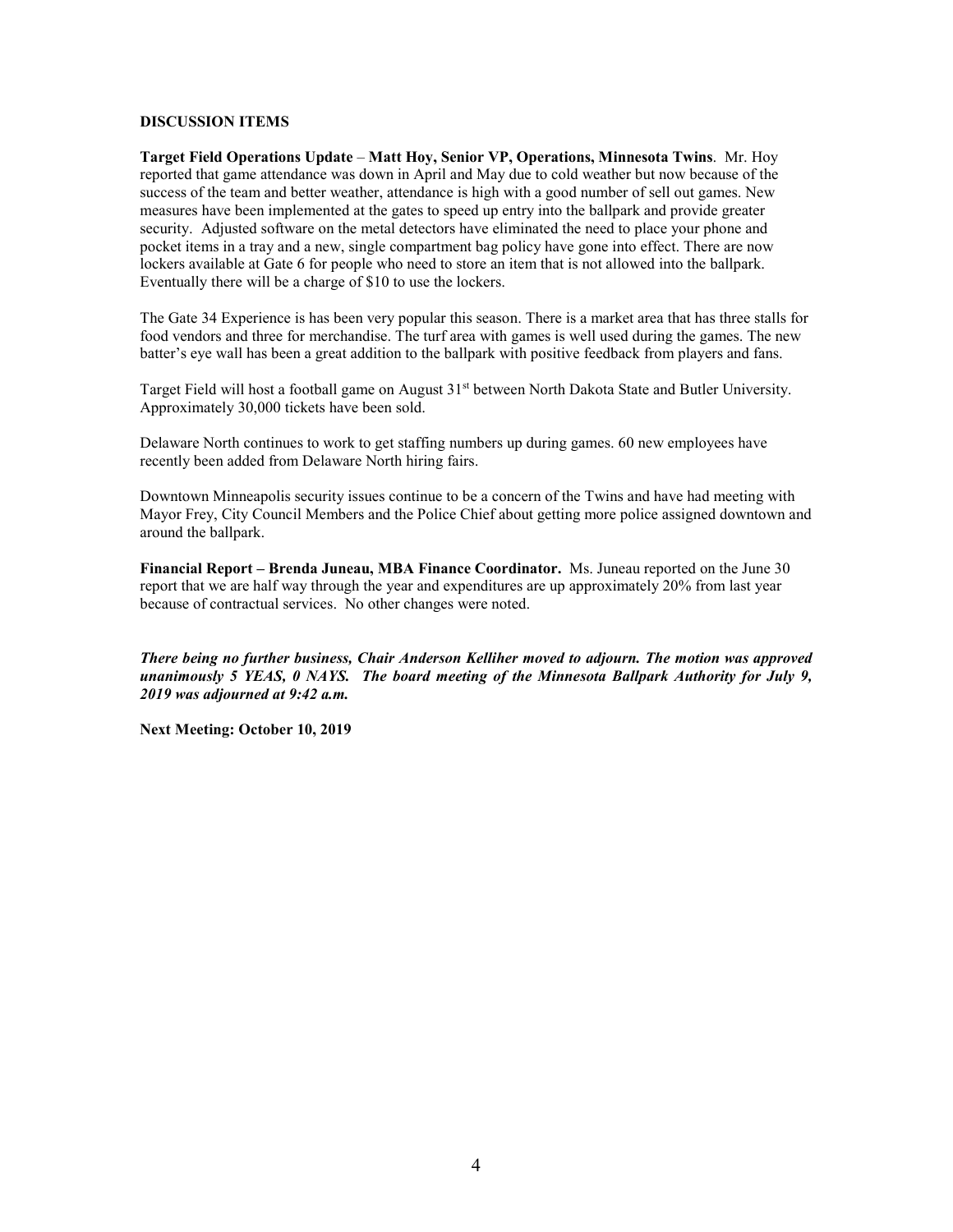**DISCUSSION ITEMS**

**Target Field Operations Update** – **Matt Hoy, Senior VP, Operations, Minnesota Twins**. Mr. Hoy reported that game attendance was down in April and May due to cold weather but now because of the success of the team and better weather, attendance is high with a good number of sell out games. New measures have been implemented at the gates to speed up entry into the ballpark and provide greater security. Adjusted software on the metal detectors have eliminated the need to place your phone and pocket items in a tray and a new, single compartment bag policy have gone into effect. There are now lockers available at Gate 6 for people who need to store an item that is not allowed into the ballpark. Eventually there will be a charge of $10 to use the lockers.

The Gate 34 Experience is has been very popular this season. There is a market area that has three stalls for food vendors and three for merchandise. The turf area with games is well used during the games. The new batter's eye wall has been a great addition to the ballpark with positive feedback from players and fans.

Target Field will host a football game on August 31st between North Dakota State and Butler University. Approximately 30,000 tickets have been sold.

Delaware North continues to work to get staffing numbers up during games. 60 new employees have recently been added from Delaware North hiring fairs.

Downtown Minneapolis security issues continue to be a concern of the Twins and have had meeting with Mayor Frey, City Council Members and the Police Chief about getting more police assigned downtown and around the ballpark.

**Financial Report – Brenda Juneau, MBA Finance Coordinator.** Ms. Juneau reported on the June 30 report that we are half way through the year and expenditures are up approximately 20% from last year because of contractual services. No other changes were noted.

***There being no further business, Chair Anderson Kelliher moved to adjourn. The motion was approved unanimously 5 YEAS, 0 NAYS. The board meeting of the Minnesota Ballpark Authority for July 9, 2019 was adjourned at 9:42 a.m.***

**Next Meeting: October 10, 2019**